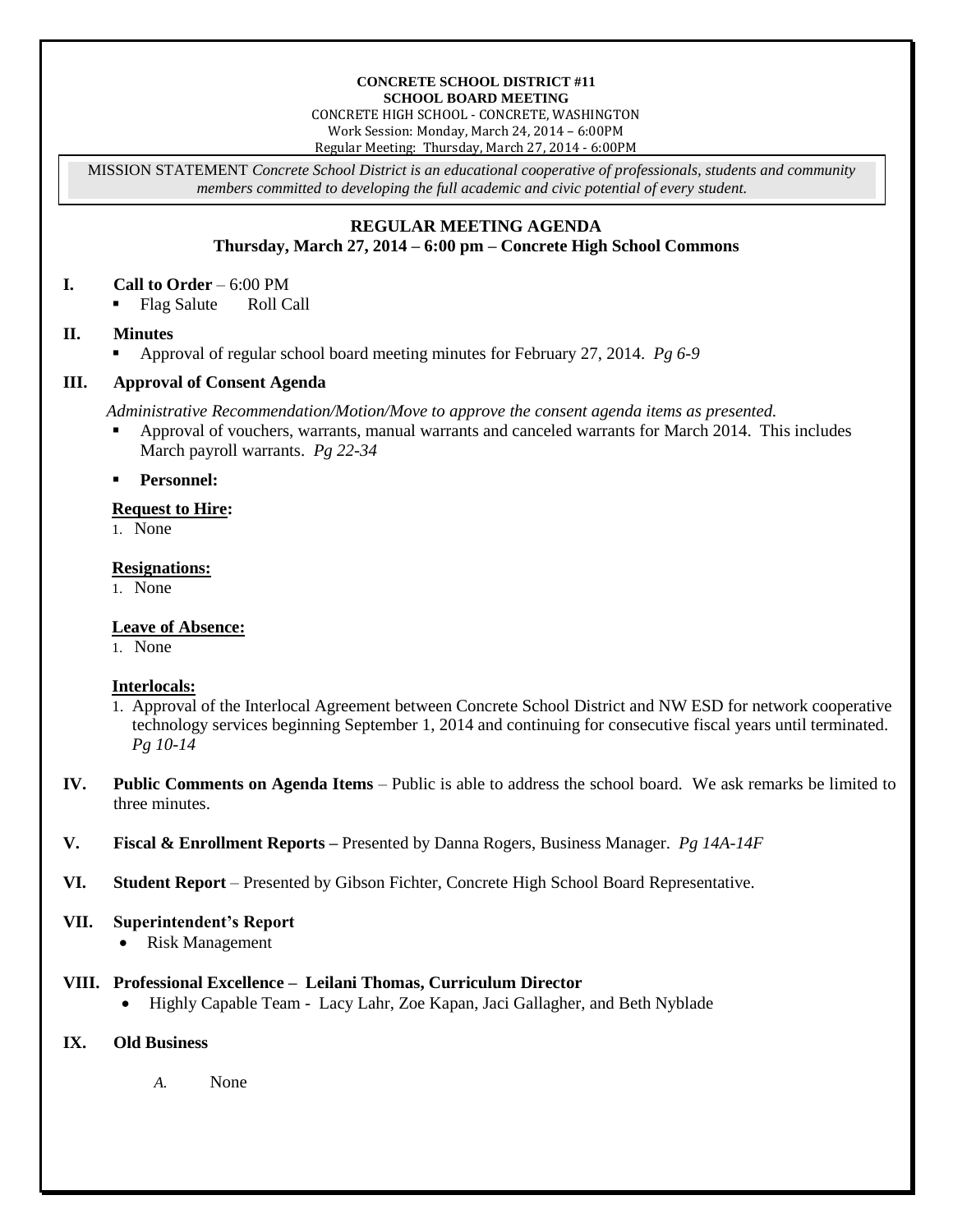**CONCRETE SCHOOL DISTRICT #11**
**SCHOOL BOARD MEETING**
CONCRETE HIGH SCHOOL - CONCRETE, WASHINGTON
Work Session: Monday, March 24, 2014 – 6:00PM
Regular Meeting: Thursday, March 27, 2014 - 6:00PM

MISSION STATEMENT *Concrete School District is an educational cooperative of professionals, students and community members committed to developing the full academic and civic potential of every student.*

## REGULAR MEETING AGENDA
### Thursday, March 27, 2014 – 6:00 pm – Concrete High School Commons

**I. Call to Order** – 6:00 PM
- Flag Salute Roll Call

**II. Minutes**
- Approval of regular school board meeting minutes for February 27, 2014. *Pg 6-9*

**III. Approval of Consent Agenda**

*Administrative Recommendation/Motion/Move to approve the consent agenda items as presented.*
- Approval of vouchers, warrants, manual warrants and canceled warrants for March 2014. This includes March payroll warrants. *Pg 22-34*
- **Personnel:**

**Request to Hire:**
1. None

**Resignations:**
1. None

**Leave of Absence:**
1. None

**Interlocals:**
1. Approval of the Interlocal Agreement between Concrete School District and NW ESD for network cooperative technology services beginning September 1, 2014 and continuing for consecutive fiscal years until terminated. *Pg 10-14*

**IV. Public Comments on Agenda Items** – Public is able to address the school board. We ask remarks be limited to three minutes.

**V. Fiscal & Enrollment Reports –** Presented by Danna Rogers, Business Manager. *Pg 14A-14F*

**VI. Student Report** – Presented by Gibson Fichter, Concrete High School Board Representative.

**VII. Superintendent's Report**
- Risk Management

**VIII. Professional Excellence – Leilani Thomas, Curriculum Director**
- Highly Capable Team - Lacy Lahr, Zoe Kapan, Jaci Gallagher, and Beth Nyblade

**IX. Old Business**

*A.* None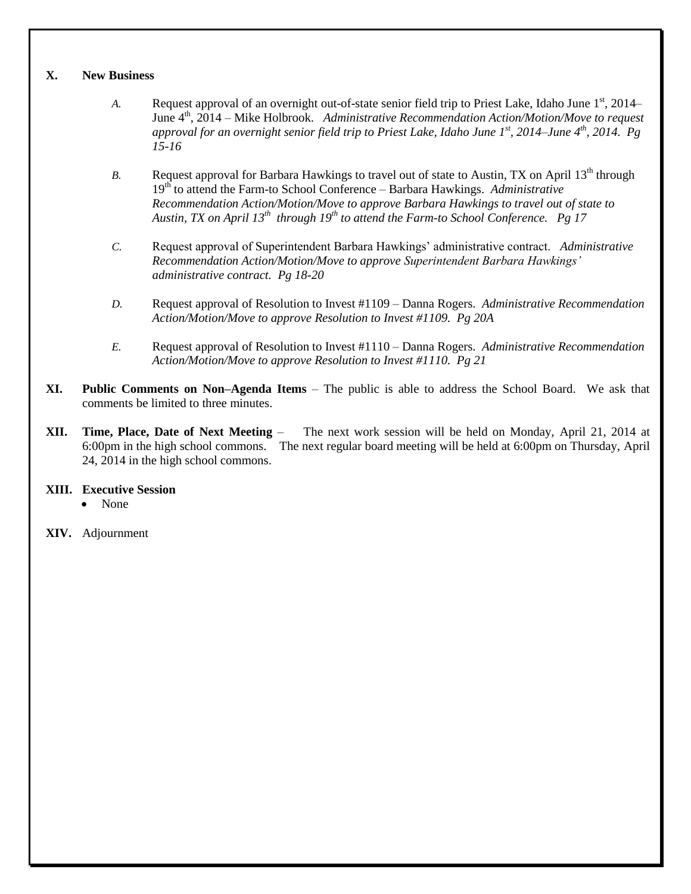**X. New Business**

*A.* Request approval of an overnight out-of-state senior field trip to Priest Lake, Idaho June 1st, 2014– June 4th, 2014 – Mike Holbrook. *Administrative Recommendation Action/Motion/Move to request approval for an overnight senior field trip to Priest Lake, Idaho June 1st, 2014–June 4th, 2014. Pg 15-16*

*B.* Request approval for Barbara Hawkings to travel out of state to Austin, TX on April 13th through 19th to attend the Farm-to School Conference – Barbara Hawkings. *Administrative Recommendation Action/Motion/Move to approve Barbara Hawkings to travel out of state to Austin, TX on April 13th through 19th to attend the Farm-to School Conference. Pg 17*

*C.* Request approval of Superintendent Barbara Hawkings' administrative contract. *Administrative Recommendation Action/Motion/Move to approve Superintendent Barbara Hawkings' administrative contract. Pg 18-20*

*D.* Request approval of Resolution to Invest #1109 – Danna Rogers. *Administrative Recommendation Action/Motion/Move to approve Resolution to Invest #1109. Pg 20A*

*E.* Request approval of Resolution to Invest #1110 – Danna Rogers. *Administrative Recommendation Action/Motion/Move to approve Resolution to Invest #1110. Pg 21*

**XI. Public Comments on Non–Agenda Items** – The public is able to address the School Board. We ask that comments be limited to three minutes.

**XII. Time, Place, Date of Next Meeting** – The next work session will be held on Monday, April 21, 2014 at 6:00pm in the high school commons. The next regular board meeting will be held at 6:00pm on Thursday, April 24, 2014 in the high school commons.

**XIII. Executive Session**

- None

**XIV.** Adjournment